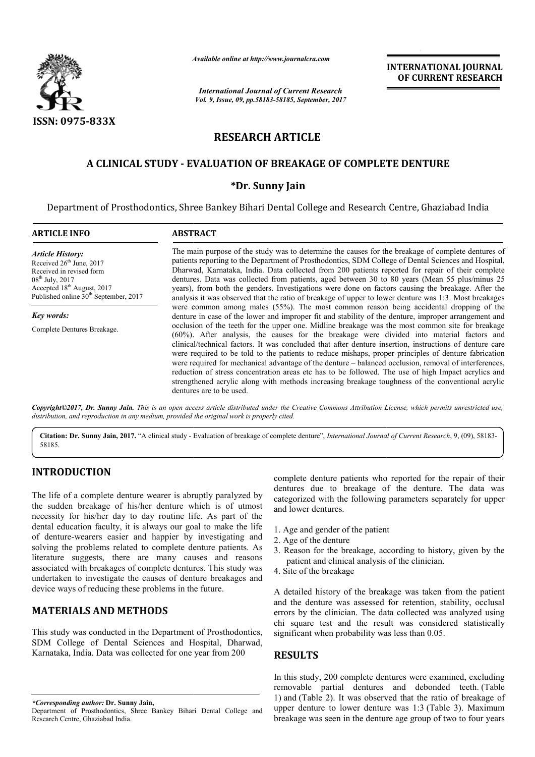# RESEARCH ARTICLE

## A CLINICAL STUDY - EVALUATION OF BREAKAGE OF COMPLETE DENTURE

**\*Dr. Sunny Jain**

Department of Prosthodontics, Shree Bankey Bihari Dental College and Research Centre, Ghaziabad India

### ARTICLE INFO

*Article History:*
Received 26th June, 2017
Received in revised form 08th July, 2017
Accepted 18th August, 2017
Published online 30th September, 2017

*Key words:*
Complete Dentures Breakage.

### ABSTRACT

The main purpose of the study was to determine the causes for the breakage of complete dentures of patients reporting to the Department of Prosthodontics, SDM College of Dental Sciences and Hospital, Dharwad, Karnataka, India. Data collected from 200 patients reported for repair of their complete dentures. Data was collected from patients, aged between 30 to 80 years (Mean 55 plus/minus 25 years), from both the genders. Investigations were done on factors causing the breakage. After the analysis it was observed that the ratio of breakage of upper to lower denture was 1:3. Most breakages were common among males (55%). The most common reason being accidental dropping of the denture in case of the lower and improper fit and stability of the denture, improper arrangement and occlusion of the teeth for the upper one. Midline breakage was the most common site for breakage (60%). After analysis, the causes for the breakage were divided into material factors and clinical/technical factors. It was concluded that after denture insertion, instructions of denture care were required to be told to the patients to reduce mishaps, proper principles of denture fabrication were required for mechanical advantage of the denture – balanced occlusion, removal of interferences, reduction of stress concentration areas etc has to be followed. The use of high Impact acrylics and strengthened acrylic along with methods increasing breakage toughness of the conventional acrylic dentures are to be used.

*Copyright©2017, Dr. Sunny Jain. This is an open access article distributed under the Creative Commons Attribution License, which permits unrestricted use, distribution, and reproduction in any medium, provided the original work is properly cited.*

**Citation: Dr. Sunny Jain, 2017.** "A clinical study - Evaluation of breakage of complete denture", *International Journal of Current Research*, 9, (09), 58183-58185.

## INTRODUCTION

The life of a complete denture wearer is abruptly paralyzed by the sudden breakage of his/her denture which is of utmost necessity for his/her day to day routine life. As part of the dental education faculty, it is always our goal to make the life of denture-wearers easier and happier by investigating and solving the problems related to complete denture patients. As literature suggests, there are many causes and reasons associated with breakages of complete dentures. This study was undertaken to investigate the causes of denture breakages and device ways of reducing these problems in the future.

## MATERIALS AND METHODS

This study was conducted in the Department of Prosthodontics, SDM College of Dental Sciences and Hospital, Dharwad, Karnataka, India. Data was collected for one year from 200 complete denture patients who reported for the repair of their dentures due to breakage of the denture. The data was categorized with the following parameters separately for upper and lower dentures.

1. Age and gender of the patient
2. Age of the denture
3. Reason for the breakage, according to history, given by the patient and clinical analysis of the clinician.
4. Site of the breakage

A detailed history of the breakage was taken from the patient and the denture was assessed for retention, stability, occlusal errors by the clinician. The data collected was analyzed using chi square test and the result was considered statistically significant when probability was less than 0.05.

## RESULTS

In this study, 200 complete dentures were examined, excluding removable partial dentures and debonded teeth. (Table 1) and (Table 2). It was observed that the ratio of breakage of upper denture to lower denture was 1:3 (Table 3). Maximum breakage was seen in the denture age group of two to four years

*\*Corresponding author:* **Dr. Sunny Jain,**
Department of Prosthodontics, Shree Bankey Bihari Dental College and Research Centre, Ghaziabad India.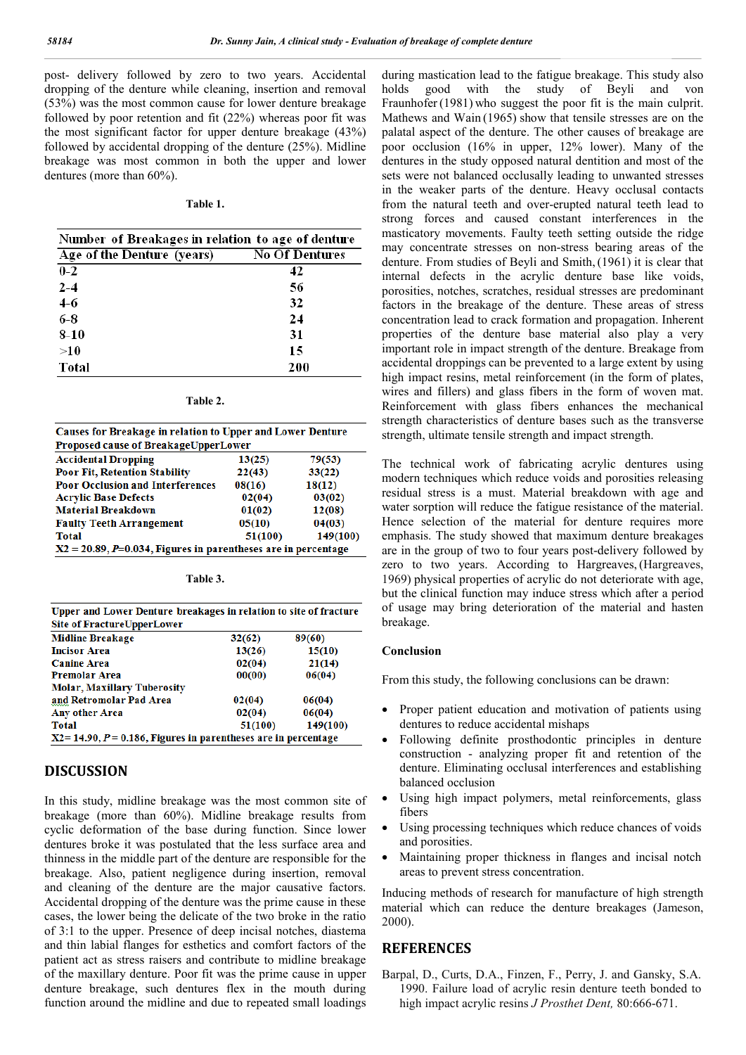post- delivery followed by zero to two years. Accidental dropping of the denture while cleaning, insertion and removal (53%) was the most common cause for lower denture breakage followed by poor retention and fit (22%) whereas poor fit was the most significant factor for upper denture breakage (43%) followed by accidental dropping of the denture (25%). Midline breakage was most common in both the upper and lower dentures (more than 60%).

**Table 1.**

| Number of Breakages in relation to age of denture | |
|---|---|
| **Age of the Denture (years)** | **No Of Dentures** |
| 0-2 | 42 |
| 2-4 | 56 |
| 4-6 | 32 |
| 6-8 | 24 |
| 8-10 | 31 |
| >10 | 15 |
| Total | 200 |

**Table 2.**

| Causes for Breakage in relation to Upper and Lower Denture | | |
|---|---|---|
| **Proposed cause of Breakage** | **Upper** | **Lower** |
| Accidental Dropping | 13(25) | 79(53) |
| Poor Fit, Retention Stability | 22(43) | 33(22) |
| Poor Occlusion and Interferences | 08(16) | 18(12) |
| Acrylic Base Defects | 02(04) | 03(02) |
| Material Breakdown | 01(02) | 12(08) |
| Faulty Teeth Arrangement | 05(10) | 04(03) |
| Total | 51(100) | 149(100) |

$X2 = 20.89$, $P=0.034$, Figures in parentheses are in percentage

**Table 3.**

| Upper and Lower Denture breakages in relation to site of fracture | | |
|---|---|---|
| **Site of Fracture** | **Upper** | **Lower** |
| Midline Breakage | 32(62) | 89(60) |
| Incisor Area | 13(26) | 15(10) |
| Canine Area | 02(04) | 21(14) |
| Premolar Area | 00(00) | 06(04) |
| Molar, Maxillary Tuberosity and Retromolar Pad Area | 02(04) | 06(04) |
| Any other Area | 02(04) | 06(04) |
| Total | 51(100) | 149(100) |

$X2= 14.90$, $P= 0.186$, Figures in parentheses are in percentage

## DISCUSSION

In this study, midline breakage was the most common site of breakage (more than 60%). Midline breakage results from cyclic deformation of the base during function. Since lower dentures broke it was postulated that the less surface area and thinness in the middle part of the denture are responsible for the breakage. Also, patient negligence during insertion, removal and cleaning of the denture are the major causative factors. Accidental dropping of the denture was the prime cause in these cases, the lower being the delicate of the two broke in the ratio of 3:1 to the upper. Presence of deep incisal notches, diastema and thin labial flanges for esthetics and comfort factors of the patient act as stress raisers and contribute to midline breakage of the maxillary denture. Poor fit was the prime cause in upper denture breakage, such dentures flex in the mouth during function around the midline and due to repeated small loadings during mastication lead to the fatigue breakage. This study also holds good with the study of Beyli and von Fraunhofer (1981) who suggest the poor fit is the main culprit. Mathews and Wain (1965) show that tensile stresses are on the palatal aspect of the denture. The other causes of breakage are poor occlusion (16% in upper, 12% lower). Many of the dentures in the study opposed natural dentition and most of the sets were not balanced occlusally leading to unwanted stresses in the weaker parts of the denture. Heavy occlusal contacts from the natural teeth and over-erupted natural teeth lead to strong forces and caused constant interferences in the masticatory movements. Faulty teeth setting outside the ridge may concentrate stresses on non-stress bearing areas of the denture. From studies of Beyli and Smith, (1961) it is clear that internal defects in the acrylic denture base like voids, porosities, notches, scratches, residual stresses are predominant factors in the breakage of the denture. These areas of stress concentration lead to crack formation and propagation. Inherent properties of the denture base material also play a very important role in impact strength of the denture. Breakage from accidental droppings can be prevented to a large extent by using high impact resins, metal reinforcement (in the form of plates, wires and fillers) and glass fibers in the form of woven mat. Reinforcement with glass fibers enhances the mechanical strength characteristics of denture bases such as the transverse strength, ultimate tensile strength and impact strength.

The technical work of fabricating acrylic dentures using modern techniques which reduce voids and porosities releasing residual stress is a must. Material breakdown with age and water sorption will reduce the fatigue resistance of the material. Hence selection of the material for denture requires more emphasis. The study showed that maximum denture breakages are in the group of two to four years post-delivery followed by zero to two years. According to Hargreaves, (Hargreaves, 1969) physical properties of acrylic do not deteriorate with age, but the clinical function may induce stress which after a period of usage may bring deterioration of the material and hasten breakage.

## Conclusion

From this study, the following conclusions can be drawn:

- Proper patient education and motivation of patients using dentures to reduce accidental mishaps
- Following definite prosthodontic principles in denture construction - analyzing proper fit and retention of the denture. Eliminating occlusal interferences and establishing balanced occlusion
- Using high impact polymers, metal reinforcements, glass fibers
- Using processing techniques which reduce chances of voids and porosities.
- Maintaining proper thickness in flanges and incisal notch areas to prevent stress concentration.

Inducing methods of research for manufacture of high strength material which can reduce the denture breakages (Jameson, 2000).

## REFERENCES

Barpal, D., Curts, D.A., Finzen, F., Perry, J. and Gansky, S.A. 1990. Failure load of acrylic resin denture teeth bonded to high impact acrylic resins *J Prosthet Dent,* 80:666-671.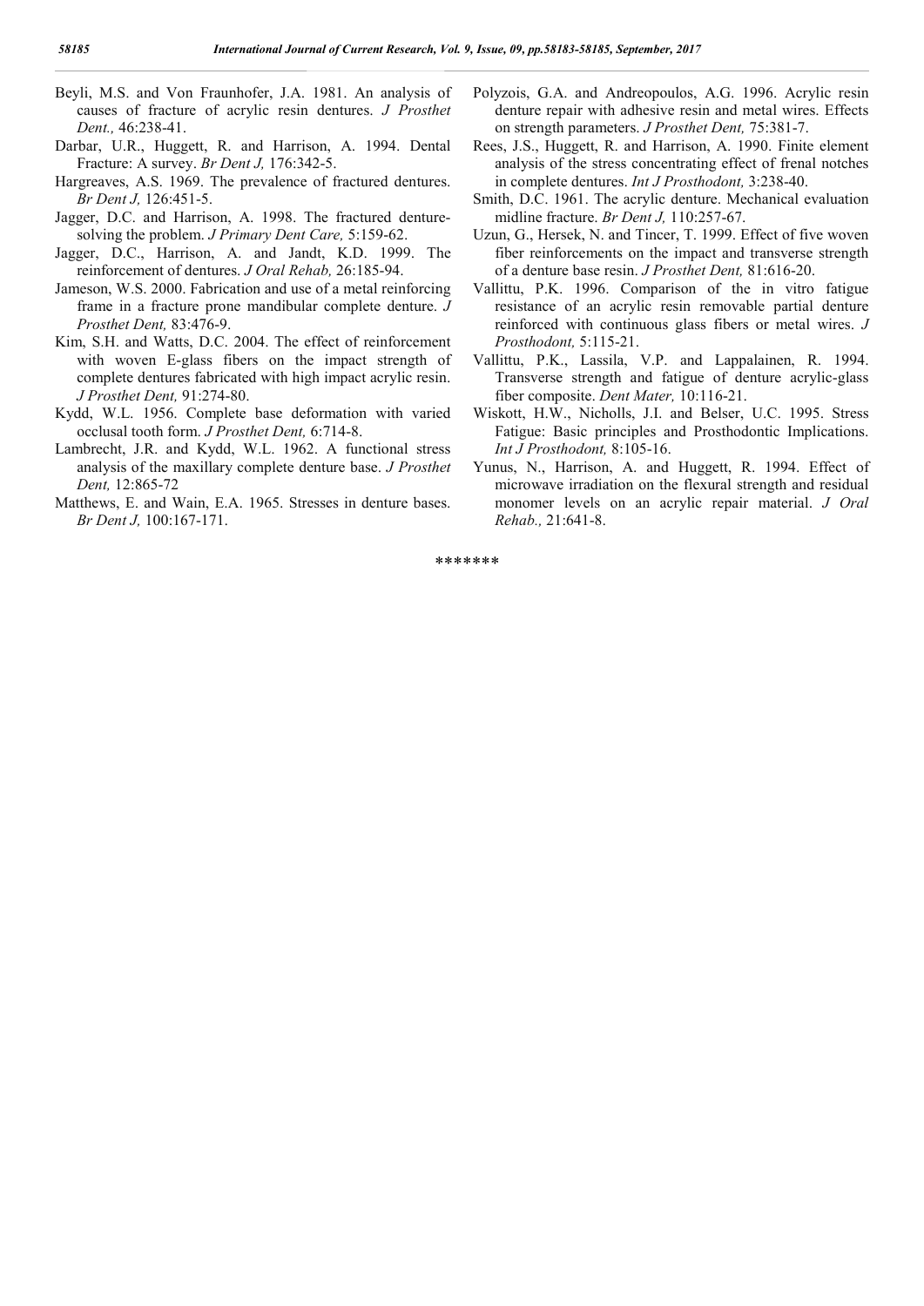Beyli, M.S. and Von Fraunhofer, J.A. 1981. An analysis of causes of fracture of acrylic resin dentures. *J Prosthet Dent.,* 46:238-41.

Darbar, U.R., Huggett, R. and Harrison, A. 1994. Dental Fracture: A survey. *Br Dent J,* 176:342-5.

Hargreaves, A.S. 1969. The prevalence of fractured dentures. *Br Dent J,* 126:451-5.

Jagger, D.C. and Harrison, A. 1998. The fractured denture-solving the problem. *J Primary Dent Care,* 5:159-62.

Jagger, D.C., Harrison, A. and Jandt, K.D. 1999. The reinforcement of dentures. *J Oral Rehab,* 26:185-94.

Jameson, W.S. 2000. Fabrication and use of a metal reinforcing frame in a fracture prone mandibular complete denture. *J Prosthet Dent,* 83:476-9.

Kim, S.H. and Watts, D.C. 2004. The effect of reinforcement with woven E-glass fibers on the impact strength of complete dentures fabricated with high impact acrylic resin. *J Prosthet Dent,* 91:274-80.

Kydd, W.L. 1956. Complete base deformation with varied occlusal tooth form. *J Prosthet Dent,* 6:714-8.

Lambrecht, J.R. and Kydd, W.L. 1962. A functional stress analysis of the maxillary complete denture base. *J Prosthet Dent,* 12:865-72

Matthews, E. and Wain, E.A. 1965. Stresses in denture bases. *Br Dent J,* 100:167-171.

Polyzois, G.A. and Andreopoulos, A.G. 1996. Acrylic resin denture repair with adhesive resin and metal wires. Effects on strength parameters. *J Prosthet Dent,* 75:381-7.

Rees, J.S., Huggett, R. and Harrison, A. 1990. Finite element analysis of the stress concentrating effect of frenal notches in complete dentures. *Int J Prosthodont,* 3:238-40.

Smith, D.C. 1961. The acrylic denture. Mechanical evaluation midline fracture. *Br Dent J,* 110:257-67.

Uzun, G., Hersek, N. and Tincer, T. 1999. Effect of five woven fiber reinforcements on the impact and transverse strength of a denture base resin. *J Prosthet Dent,* 81:616-20.

Vallittu, P.K. 1996. Comparison of the in vitro fatigue resistance of an acrylic resin removable partial denture reinforced with continuous glass fibers or metal wires. *J Prosthodont,* 5:115-21.

Vallittu, P.K., Lassila, V.P. and Lappalainen, R. 1994. Transverse strength and fatigue of denture acrylic-glass fiber composite. *Dent Mater,* 10:116-21.

Wiskott, H.W., Nicholls, J.I. and Belser, U.C. 1995. Stress Fatigue: Basic principles and Prosthodontic Implications. *Int J Prosthodont,* 8:105-16.

Yunus, N., Harrison, A. and Huggett, R. 1994. Effect of microwave irradiation on the flexural strength and residual monomer levels on an acrylic repair material. *J Oral Rehab.,* 21:641-8.

*******